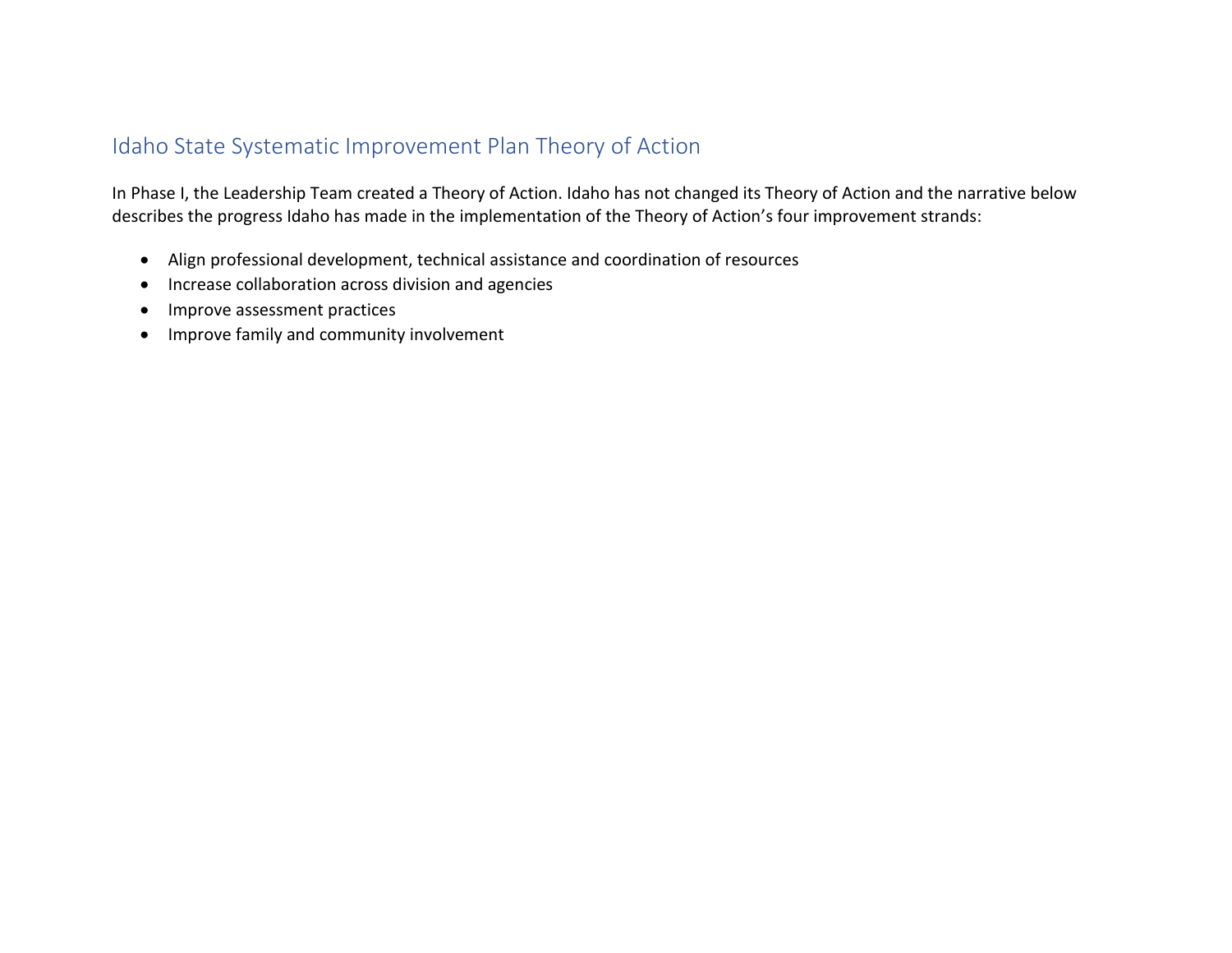# Idaho State Systematic Improvement Plan Theory of Action

In Phase I, the Leadership Team created a Theory of Action. Idaho has not changed its Theory of Action and the narrative below describes the progress Idaho has made in the implementation of the Theory of Action's four improvement strands:

- Align professional development, technical assistance and coordination of resources
- Increase collaboration across division and agencies
- Improve assessment practices
- Improve family and community involvement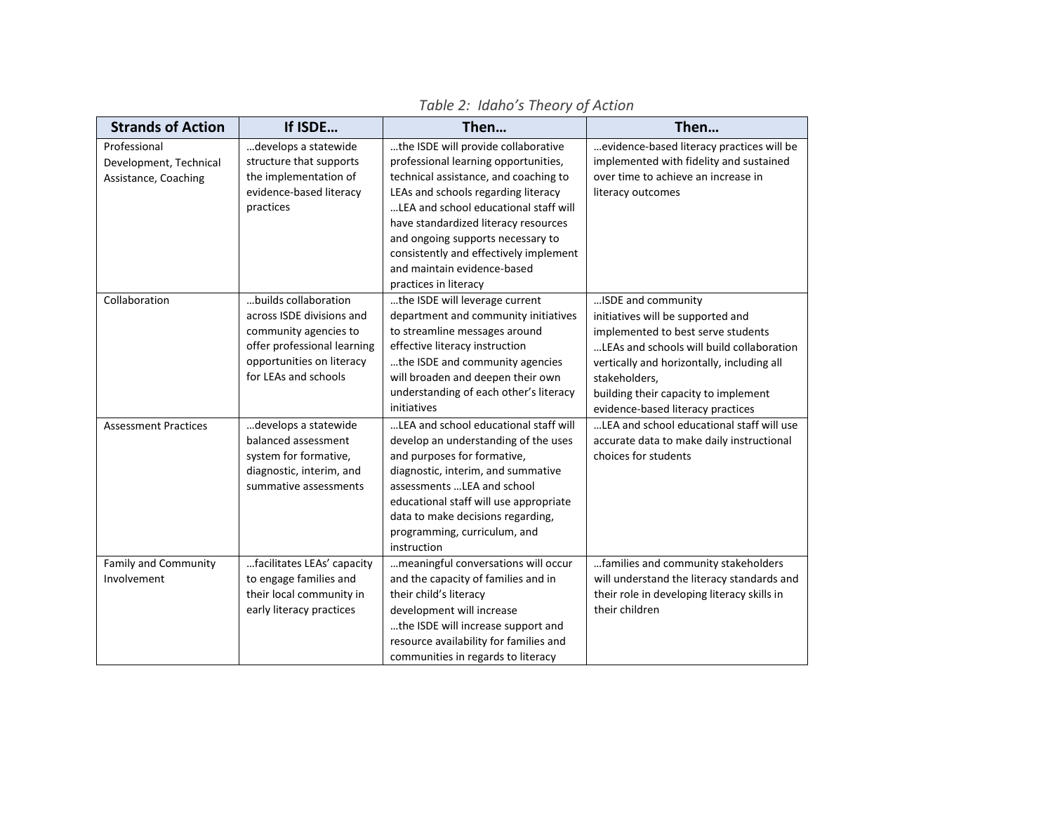*Table 2: Idaho's Theory of Action*

| Strands of Action | If ISDE… | Then… | Then… |
|---|---|---|---|
| Professional Development, Technical Assistance, Coaching | …develops a statewide structure that supports the implementation of evidence-based literacy practices | …the ISDE will provide collaborative professional learning opportunities, technical assistance, and coaching to LEAs and schools regarding literacy<br>…LEA and school educational staff will have standardized literacy resources and ongoing supports necessary to consistently and effectively implement and maintain evidence-based practices in literacy | …evidence-based literacy practices will be implemented with fidelity and sustained over time to achieve an increase in literacy outcomes |
| Collaboration | …builds collaboration across ISDE divisions and community agencies to offer professional learning opportunities on literacy for LEAs and schools | …the ISDE will leverage current department and community initiatives to streamline messages around effective literacy instruction<br>…the ISDE and community agencies will broaden and deepen their own understanding of each other's literacy initiatives | …ISDE and community initiatives will be supported and implemented to best serve students<br>…LEAs and schools will build collaboration vertically and horizontally, including all stakeholders,<br>building their capacity to implement evidence-based literacy practices |
| Assessment Practices | …develops a statewide balanced assessment system for formative, diagnostic, interim, and summative assessments | …LEA and school educational staff will develop an understanding of the uses and purposes for formative, diagnostic, interim, and summative assessments …LEA and school educational staff will use appropriate data to make decisions regarding, programming, curriculum, and instruction | …LEA and school educational staff will use accurate data to make daily instructional choices for students |
| Family and Community Involvement | …facilitates LEAs' capacity to engage families and their local community in early literacy practices | …meaningful conversations will occur and the capacity of families and in their child's literacy development will increase<br>…the ISDE will increase support and resource availability for families and communities in regards to literacy | …families and community stakeholders will understand the literacy standards and their role in developing literacy skills in their children |